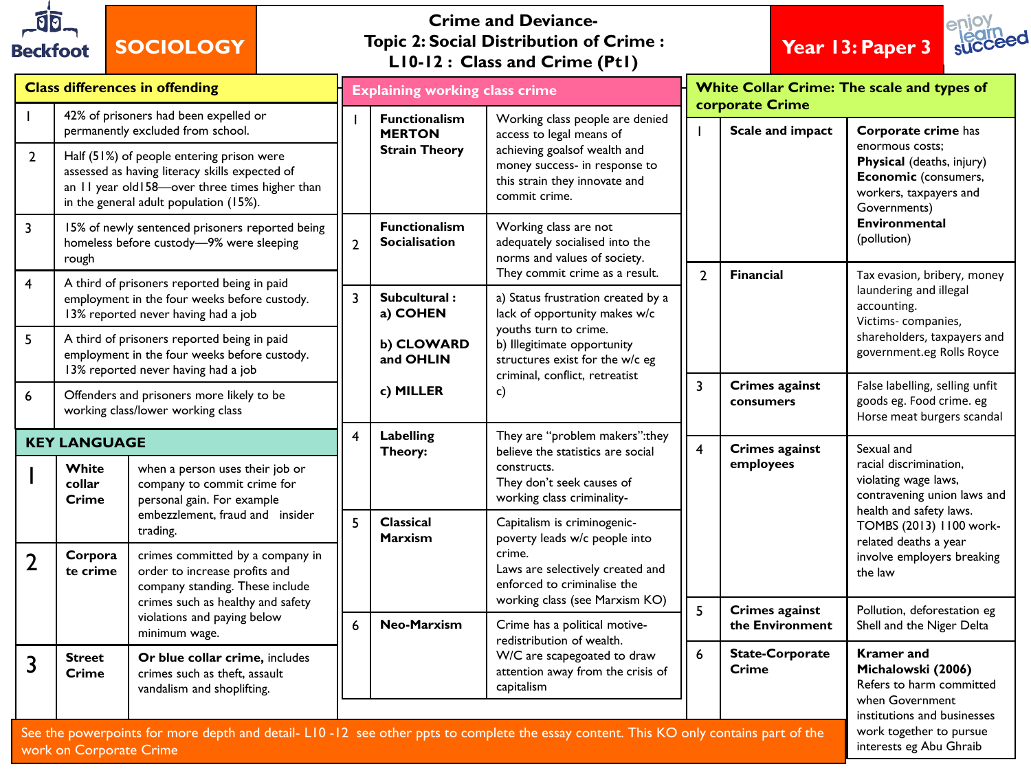# SOCIOLOGY

## Crime and Deviance- Topic 2: Social Distribution of Crime : L10-12 : Class and Crime (Pt1)

**Year 13: Paper 3**

### Class differences in offending

| | |
|---|---|
| 1 | 42% of prisoners had been expelled or permanently excluded from school. |
| 2 | Half (51%) of people entering prison were assessed as having literacy skills expected of an 11 year old158—over three times higher than in the general adult population (15%). |
| 3 | 15% of newly sentenced prisoners reported being homeless before custody—9% were sleeping rough |
| 4 | A third of prisoners reported being in paid employment in the four weeks before custody. 13% reported never having had a job |
| 5 | A third of prisoners reported being in paid employment in the four weeks before custody. 13% reported never having had a job |
| 6 | Offenders and prisoners more likely to be working class/lower working class |

### KEY LANGUAGE

| | | |
|---|---|---|
| 1 | **White collar Crime** | when a person uses their job or company to commit crime for personal gain. For example embezzlement, fraud and insider trading. |
| 2 | **Corporate crime** | crimes committed by a company in order to increase profits and company standing. These include crimes such as healthy and safety violations and paying below minimum wage. |
| 3 | **Street Crime** | **Or blue collar crime,** includes crimes such as theft, assault vandalism and shoplifting. |

### Explaining working class crime

| | | |
|---|---|---|
| 1 | **Functionalism MERTON Strain Theory** | Working class people are denied access to legal means of achieving goalsof wealth and money success- in response to this strain they innovate and commit crime. |
| 2 | **Functionalism Socialisation** | Working class are not adequately socialised into the norms and values of society. They commit crime as a result. |
| 3 | **Subcultural : a) COHEN**<br><br>**b) CLOWARD and OHLIN**<br><br>**c) MILLER** | a) Status frustration created by a lack of opportunity makes w/c youths turn to crime.<br>b) Illegitimate opportunity structures exist for the w/c eg criminal, conflict, retreatist<br>c) |
| 4 | **Labelling Theory:** | They are "problem makers":they believe the statistics are social constructs.<br>They don't seek causes of working class criminality- |
| 5 | **Classical Marxism** | Capitalism is criminogenic- poverty leads w/c people into crime.<br>Laws are selectively created and enforced to criminalise the working class (see Marxism KO) |
| 6 | **Neo-Marxism** | Crime has a political motive- redistribution of wealth.<br>W/C are scapegoated to draw attention away from the crisis of capitalism |

### White Collar Crime: The scale and types of corporate Crime

| | | |
|---|---|---|
| 1 | **Scale and impact** | **Corporate crime** has enormous costs;<br>**Physical** (deaths, injury)<br>**Economic** (consumers, workers, taxpayers and Governments)<br>**Environmental** (pollution) |
| 2 | **Financial** | Tax evasion, bribery, money laundering and illegal accounting.<br>Victims- companies, shareholders, taxpayers and government.eg Rolls Royce |
| 3 | **Crimes against consumers** | False labelling, selling unfit goods eg. Food crime. eg Horse meat burgers scandal |
| 4 | **Crimes against employees** | Sexual and racial discrimination, violating wage laws, contravening union laws and health and safety laws. TOMBS (2013) 1100 work-related deaths a year involve employers breaking the law |
| 5 | **Crimes against the Environment** | Pollution, deforestation eg Shell and the Niger Delta |
| 6 | **State-Corporate Crime** | **Kramer and Michalowski (2006)** Refers to harm committed when Government institutions and businesses work together to pursue interests eg Abu Ghraib |

See the powerpoints for more depth and detail- L10 -12 see other ppts to complete the essay content. This KO only contains part of the work on Corporate Crime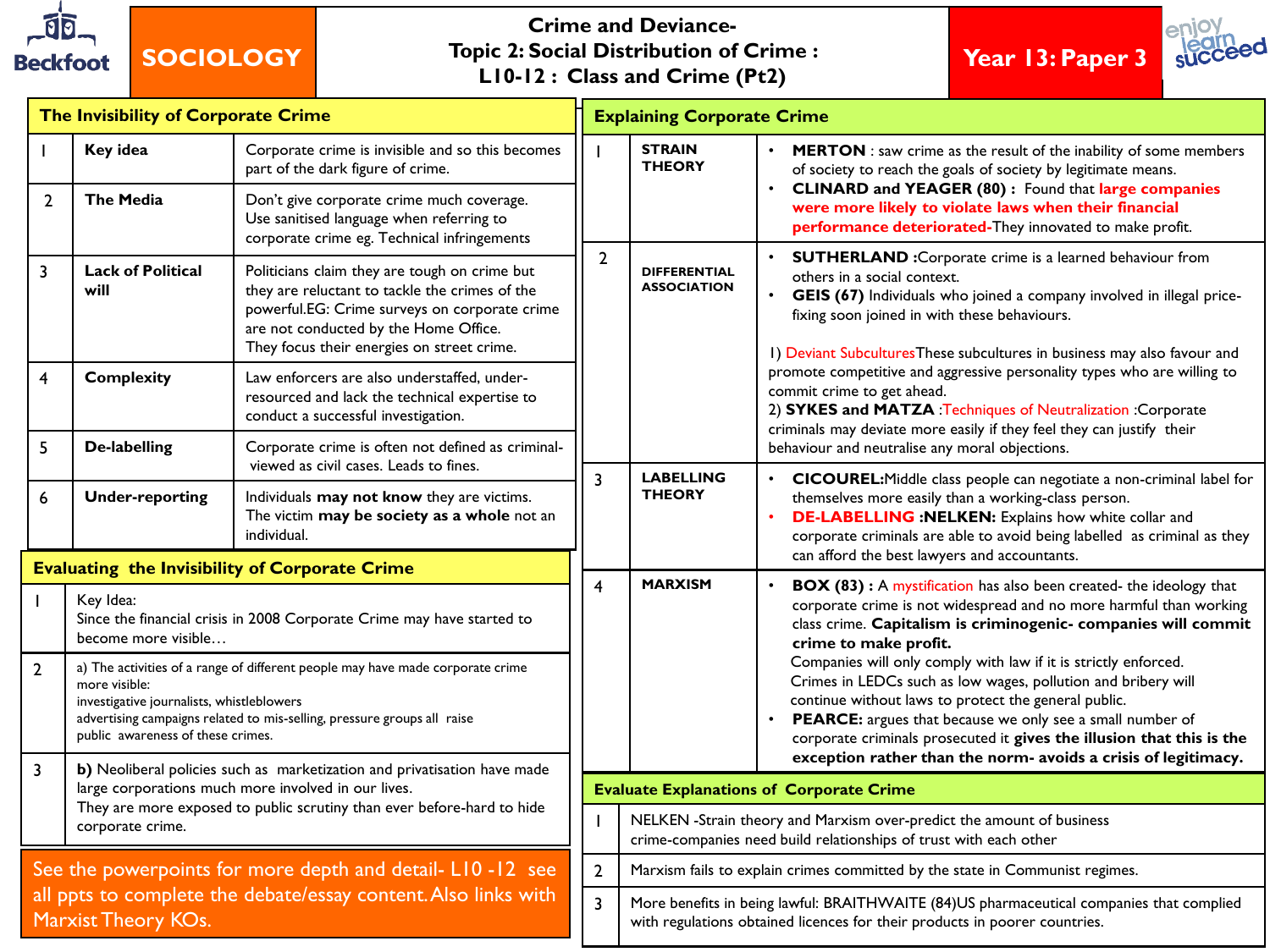# SOCIOLOGY

## Crime and Deviance- Topic 2: Social Distribution of Crime : L10-12 : Class and Crime (Pt2)

**Year 13: Paper 3**

### The Invisibility of Corporate Crime

| | | |
|---|---|---|
| 1 | **Key idea** | Corporate crime is invisible and so this becomes part of the dark figure of crime. |
| 2 | **The Media** | Don't give corporate crime much coverage. Use sanitised language when referring to corporate crime eg. Technical infringements |
| 3 | **Lack of Political will** | Politicians claim they are tough on crime but they are reluctant to tackle the crimes of the powerful.EG: Crime surveys on corporate crime are not conducted by the Home Office. They focus their energies on street crime. |
| 4 | **Complexity** | Law enforcers are also understaffed, under-resourced and lack the technical expertise to conduct a successful investigation. |
| 5 | **De-labelling** | Corporate crime is often not defined as criminal- viewed as civil cases. Leads to fines. |
| 6 | **Under-reporting** | Individuals **may not know** they are victims. The victim **may be society as a whole** not an individual. |

### Evaluating the Invisibility of Corporate Crime

| | |
|---|---|
| 1 | Key Idea: Since the financial crisis in 2008 Corporate Crime may have started to become more visible… |
| 2 | a) The activities of a range of different people may have made corporate crime more visible: investigative journalists, whistleblowers advertising campaigns related to mis-selling, pressure groups all raise public awareness of these crimes. |
| 3 | **b)** Neoliberal policies such as marketization and privatisation have made large corporations much more involved in our lives. They are more exposed to public scrutiny than ever before-hard to hide corporate crime. |

See the powerpoints for more depth and detail- L10 -12 see all ppts to complete the debate/essay content. Also links with Marxist Theory KOs.

### Explaining Corporate Crime

| | | |
|---|---|---|
| 1 | **STRAIN THEORY** | • **MERTON** : saw crime as the result of the inability of some members of society to reach the goals of society by legitimate means.<br>• **CLINARD and YEAGER (80) :** Found that **large companies were more likely to violate laws when their financial performance deteriorated-** They innovated to make profit. |
| 2 | **DIFFERENTIAL ASSOCIATION** | • **SUTHERLAND :** Corporate crime is a learned behaviour from others in a social context.<br>• **GEIS (67)** Individuals who joined a company involved in illegal price-fixing soon joined in with these behaviours.<br><br>1) Deviant Subcultures These subcultures in business may also favour and promote competitive and aggressive personality types who are willing to commit crime to get ahead.<br>2) **SYKES and MATZA** :Techniques of Neutralization :Corporate criminals may deviate more easily if they feel they can justify their behaviour and neutralise any moral objections. |
| 3 | **LABELLING THEORY** | • **CICOUREL:** Middle class people can negotiate a non-criminal label for themselves more easily than a working-class person.<br>• **DE-LABELLING :NELKEN:** Explains how white collar and corporate criminals are able to avoid being labelled as criminal as they can afford the best lawyers and accountants. |
| 4 | **MARXISM** | • **BOX (83) :** A mystification has also been created- the ideology that corporate crime is not widespread and no more harmful than working class crime. **Capitalism is criminogenic- companies will commit crime to make profit.** Companies will only comply with law if it is strictly enforced. Crimes in LEDCs such as low wages, pollution and bribery will continue without laws to protect the general public.<br>• **PEARCE:** argues that because we only see a small number of corporate criminals prosecuted it **gives the illusion that this is the exception rather than the norm- avoids a crisis of legitimacy.** |

### Evaluate Explanations of Corporate Crime

| | |
|---|---|
| 1 | NELKEN -Strain theory and Marxism over-predict the amount of business crime-companies need build relationships of trust with each other |
| 2 | Marxism fails to explain crimes committed by the state in Communist regimes. |
| 3 | More benefits in being lawful: BRAITHWAITE (84)US pharmaceutical companies that complied with regulations obtained licences for their products in poorer countries. |